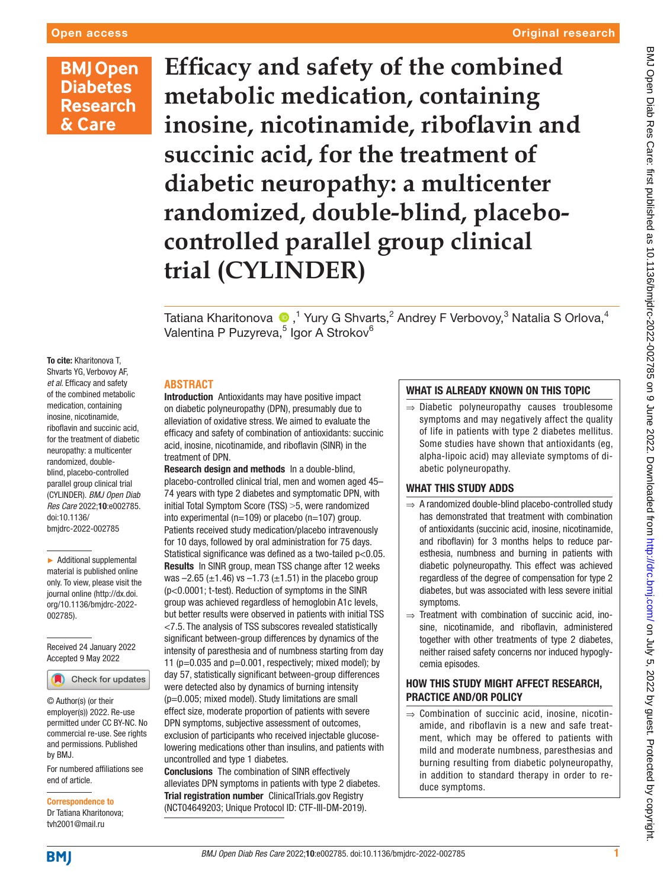# Efficacy and safety of the combined metabolic medication, containing inosine, nicotinamide, riboflavin and succinic acid, for the treatment of diabetic neuropathy: a multicenter randomized, double-blind, placebo-controlled parallel group clinical trial (CYLINDER)

Tatiana Kharitonova [1], Yury G Shvarts,[2] Andrey F Verbovoy,[3] Natalia S Orlova,[4] Valentina P Puzyreva,[5] Igor A Strokov[6]

**To cite:** Kharitonova T, Shvarts YG, Verbovoy AF, *et al*. Efficacy and safety of the combined metabolic medication, containing inosine, nicotinamide, riboflavin and succinic acid, for the treatment of diabetic neuropathy: a multicenter randomized, double-blind, placebo-controlled parallel group clinical trial (CYLINDER). *BMJ Open Diab Res Care* 2022;**10**:e002785. doi:10.1136/bmjdrc-2022-002785

► Additional supplemental material is published online only. To view, please visit the journal online (http://dx.doi.org/10.1136/bmjdrc-2022-002785).

Received 24 January 2022
Accepted 9 May 2022

© Author(s) (or their employer(s)) 2022. Re-use permitted under CC BY-NC. No commercial re-use. See rights and permissions. Published by BMJ.

For numbered affiliations see end of article.

**Correspondence to**
Dr Tatiana Kharitonova; tvh2001@mail.ru

## ABSTRACT

**Introduction** Antioxidants may have positive impact on diabetic polyneuropathy (DPN), presumably due to alleviation of oxidative stress. We aimed to evaluate the efficacy and safety of combination of antioxidants: succinic acid, inosine, nicotinamide, and riboflavin (SINR) in the treatment of DPN.

**Research design and methods** In a double-blind, placebo-controlled clinical trial, men and women aged 45–74 years with type 2 diabetes and symptomatic DPN, with initial Total Symptom Score (TSS) >5, were randomized into experimental (n=109) or placebo (n=107) group. Patients received study medication/placebo intravenously for 10 days, followed by oral administration for 75 days. Statistical significance was defined as a two-tailed p<0.05.

**Results** In SINR group, mean TSS change after 12 weeks was −2.65 (±1.46) vs −1.73 (±1.51) in the placebo group (p<0.0001; t-test). Reduction of symptoms in the SINR group was achieved regardless of hemoglobin A1c levels, but better results were observed in patients with initial TSS <7.5. The analysis of TSS subscores revealed statistically significant between-group differences by dynamics of the intensity of paresthesia and of numbness starting from day 11 (p=0.035 and p=0.001, respectively; mixed model); by day 57, statistically significant between-group differences were detected also by dynamics of burning intensity (p=0.005; mixed model). Study limitations are small effect size, moderate proportion of patients with severe DPN symptoms, subjective assessment of outcomes, exclusion of participants who received injectable glucose-lowering medications other than insulins, and patients with uncontrolled and type 1 diabetes.

**Conclusions** The combination of SINR effectively alleviates DPN symptoms in patients with type 2 diabetes.

**Trial registration number** ClinicalTrials.gov Registry (NCT04649203; Unique Protocol ID: CTF-III-DM-2019).

### WHAT IS ALREADY KNOWN ON THIS TOPIC

⇒ Diabetic polyneuropathy causes troublesome symptoms and may negatively affect the quality of life in patients with type 2 diabetes mellitus. Some studies have shown that antioxidants (eg, alpha-lipoic acid) may alleviate symptoms of diabetic polyneuropathy.

### WHAT THIS STUDY ADDS

⇒ A randomized double-blind placebo-controlled study has demonstrated that treatment with combination of antioxidants (succinic acid, inosine, nicotinamide, and riboflavin) for 3 months helps to reduce paresthesia, numbness and burning in patients with diabetic polyneuropathy. This effect was achieved regardless of the degree of compensation for type 2 diabetes, but was associated with less severe initial symptoms.

⇒ Treatment with combination of succinic acid, inosine, nicotinamide, and riboflavin, administered together with other treatments of type 2 diabetes, neither raised safety concerns nor induced hypoglycemia episodes.

### HOW THIS STUDY MIGHT AFFECT RESEARCH, PRACTICE AND/OR POLICY

⇒ Combination of succinic acid, inosine, nicotinamide, and riboflavin is a new and safe treatment, which may be offered to patients with mild and moderate numbness, paresthesias and burning resulting from diabetic polyneuropathy, in addition to standard therapy in order to reduce symptoms.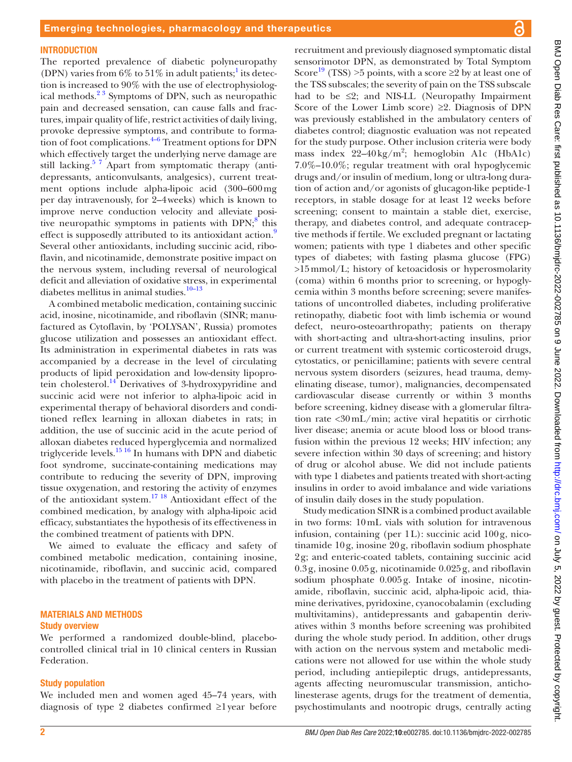## INTRODUCTION

The reported prevalence of diabetic polyneuropathy (DPN) varies from 6% to 51% in adult patients;[1] its detection is increased to 90% with the use of electrophysiological methods.[2 3] Symptoms of DPN, such as neuropathic pain and decreased sensation, can cause falls and fractures, impair quality of life, restrict activities of daily living, provoke depressive symptoms, and contribute to formation of foot complications.[4–6] Treatment options for DPN which effectively target the underlying nerve damage are still lacking.[5 7] Apart from symptomatic therapy (antidepressants, anticonvulsants, analgesics), current treatment options include alpha-lipoic acid (300–600 mg per day intravenously, for 2–4 weeks) which is known to improve nerve conduction velocity and alleviate positive neuropathic symptoms in patients with DPN;[8] this effect is supposedly attributed to its antioxidant action.[9] Several other antioxidants, including succinic acid, riboflavin, and nicotinamide, demonstrate positive impact on the nervous system, including reversal of neurological deficit and alleviation of oxidative stress, in experimental diabetes mellitus in animal studies.[10–13]

A combined metabolic medication, containing succinic acid, inosine, nicotinamide, and riboflavin (SINR; manufactured as Cytoflavin, by 'POLYSAN', Russia) promotes glucose utilization and possesses an antioxidant effect. Its administration in experimental diabetes in rats was accompanied by a decrease in the level of circulating products of lipid peroxidation and low-density lipoprotein cholesterol.[14] Derivatives of 3-hydroxypyridine and succinic acid were not inferior to alpha-lipoic acid in experimental therapy of behavioral disorders and conditioned reflex learning in alloxan diabetes in rats; in addition, the use of succinic acid in the acute period of alloxan diabetes reduced hyperglycemia and normalized triglyceride levels.[15 16] In humans with DPN and diabetic foot syndrome, succinate-containing medications may contribute to reducing the severity of DPN, improving tissue oxygenation, and restoring the activity of enzymes of the antioxidant system.[17 18] Antioxidant effect of the combined medication, by analogy with alpha-lipoic acid efficacy, substantiates the hypothesis of its effectiveness in the combined treatment of patients with DPN.

We aimed to evaluate the efficacy and safety of combined metabolic medication, containing inosine, nicotinamide, riboflavin, and succinic acid, compared with placebo in the treatment of patients with DPN.

## MATERIALS AND METHODS

### Study overview

We performed a randomized double-blind, placebo-controlled clinical trial in 10 clinical centers in Russian Federation.

### Study population

We included men and women aged 45–74 years, with diagnosis of type 2 diabetes confirmed ≥1 year before recruitment and previously diagnosed symptomatic distal sensorimotor DPN, as demonstrated by Total Symptom Score[19] (TSS) >5 points, with a score ≥2 by at least one of the TSS subscales; the severity of pain on the TSS subscale had to be ≤2; and NIS-LL (Neuropathy Impairment Score of the Lower Limb score) ≥2. Diagnosis of DPN was previously established in the ambulatory centers of diabetes control; diagnostic evaluation was not repeated for the study purpose. Other inclusion criteria were body mass index 22–40 kg/m$^2$; hemoglobin A1c (HbA1c) 7.0%–10.0%; regular treatment with oral hypoglycemic drugs and/or insulin of medium, long or ultra-long duration of action and/or agonists of glucagon-like peptide-1 receptors, in stable dosage for at least 12 weeks before screening; consent to maintain a stable diet, exercise, therapy, and diabetes control, and adequate contraceptive methods if fertile. We excluded pregnant or lactating women; patients with type 1 diabetes and other specific types of diabetes; with fasting plasma glucose (FPG) >15 mmol/L; history of ketoacidosis or hyperosmolarity (coma) within 6 months prior to screening, or hypoglycemia within 3 months before screening; severe manifestations of uncontrolled diabetes, including proliferative retinopathy, diabetic foot with limb ischemia or wound defect, neuro-osteoarthropathy; patients on therapy with short-acting and ultra-short-acting insulins, prior or current treatment with systemic corticosteroid drugs, cytostatics, or penicillamine; patients with severe central nervous system disorders (seizures, head trauma, demyelinating disease, tumor), malignancies, decompensated cardiovascular disease currently or within 3 months before screening, kidney disease with a glomerular filtration rate <30 mL/min; active viral hepatitis or cirrhotic liver disease; anemia or acute blood loss or blood transfusion within the previous 12 weeks; HIV infection; any severe infection within 30 days of screening; and history of drug or alcohol abuse. We did not include patients with type 1 diabetes and patients treated with short-acting insulins in order to avoid imbalance and wide variations of insulin daily doses in the study population.

Study medication SINR is a combined product available in two forms: 10 mL vials with solution for intravenous infusion, containing (per 1 L): succinic acid 100 g, nicotinamide 10 g, inosine 20 g, riboflavin sodium phosphate 2 g; and enteric-coated tablets, containing succinic acid 0.3 g, inosine 0.05 g, nicotinamide 0.025 g, and riboflavin sodium phosphate 0.005 g. Intake of inosine, nicotinamide, riboflavin, succinic acid, alpha-lipoic acid, thiamine derivatives, pyridoxine, cyanocobalamin (excluding multivitamins), antidepressants and gabapentin derivatives within 3 months before screening was prohibited during the whole study period. In addition, other drugs with action on the nervous system and metabolic medications were not allowed for use within the whole study period, including antiepileptic drugs, antidepressants, agents affecting neuromuscular transmission, anticholinesterase agents, drugs for the treatment of dementia, psychostimulants and nootropic drugs, centrally acting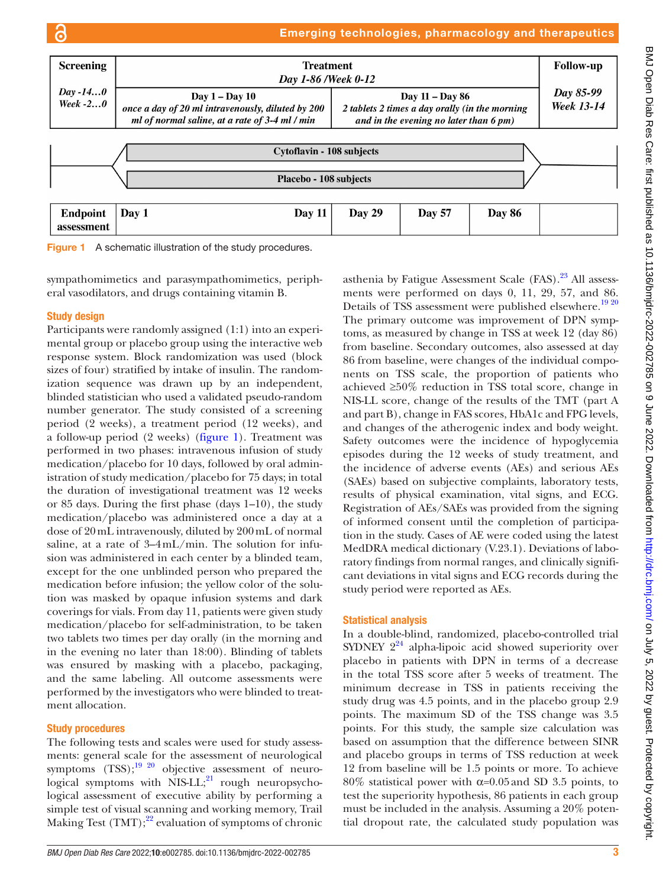| Screening | Treatment<br>*Day 1-86 /Week 0-12* | | Follow-up |
|---|---|---|---|
| *Day -14…0*<br>*Week -2…0* | Day 1 – Day 10<br>*once a day of 20 ml intravenously, diluted by 200 ml of normal saline, at a rate of 3-4 ml / min* | Day 11 – Day 86<br>*2 tablets 2 times a day orally (in the morning and in the evening no later than 6 pm)* | *Day 85-99*<br>*Week 13-14* |

Cytoflavin - 108 subjects

Placebo - 108 subjects

| Endpoint assessment | Day 1 | Day 11 | Day 29 | Day 57 | Day 86 | |
|---|---|---|---|---|---|---|

Figure 1 A schematic illustration of the study procedures.

sympathomimetics and parasympathomimetics, peripheral vasodilators, and drugs containing vitamin B.

## Study design

Participants were randomly assigned (1:1) into an experimental group or placebo group using the interactive web response system. Block randomization was used (block sizes of four) stratified by intake of insulin. The randomization sequence was drawn up by an independent, blinded statistician who used a validated pseudo-random number generator. The study consisted of a screening period (2 weeks), a treatment period (12 weeks), and a follow-up period (2 weeks) (figure 1). Treatment was performed in two phases: intravenous infusion of study medication/placebo for 10 days, followed by oral administration of study medication/placebo for 75 days; in total the duration of investigational treatment was 12 weeks or 85 days. During the first phase (days 1–10), the study medication/placebo was administered once a day at a dose of 20 mL intravenously, diluted by 200 mL of normal saline, at a rate of 3–4 mL/min. The solution for infusion was administered in each center by a blinded team, except for the one unblinded person who prepared the medication before infusion; the yellow color of the solution was masked by opaque infusion systems and dark coverings for vials. From day 11, patients were given study medication/placebo for self-administration, to be taken two tablets two times per day orally (in the morning and in the evening no later than 18:00). Blinding of tablets was ensured by masking with a placebo, packaging, and the same labeling. All outcome assessments were performed by the investigators who were blinded to treatment allocation.

## Study procedures

The following tests and scales were used for study assessments: general scale for the assessment of neurological symptoms (TSS);[19 20] objective assessment of neurological symptoms with NIS-LL;[21] rough neuropsychological assessment of executive ability by performing a simple test of visual scanning and working memory, Trail Making Test (TMT);[22] evaluation of symptoms of chronic asthenia by Fatigue Assessment Scale (FAS).[23] All assessments were performed on days 0, 11, 29, 57, and 86. Details of TSS assessment were published elsewhere.[19 20] The primary outcome was improvement of DPN symptoms, as measured by change in TSS at week 12 (day 86) from baseline. Secondary outcomes, also assessed at day 86 from baseline, were changes of the individual components on TSS scale, the proportion of patients who achieved ≥50% reduction in TSS total score, change in NIS-LL score, change of the results of the TMT (part A and part B), change in FAS scores, HbA1c and FPG levels, and changes of the atherogenic index and body weight. Safety outcomes were the incidence of hypoglycemia episodes during the 12 weeks of study treatment, and the incidence of adverse events (AEs) and serious AEs (SAEs) based on subjective complaints, laboratory tests, results of physical examination, vital signs, and ECG. Registration of AEs/SAEs was provided from the signing of informed consent until the completion of participation in the study. Cases of AE were coded using the latest MedDRA medical dictionary (V.23.1). Deviations of laboratory findings from normal ranges, and clinically significant deviations in vital signs and ECG records during the study period were reported as AEs.

## Statistical analysis

In a double-blind, randomized, placebo-controlled trial SYDNEY 2[24] alpha-lipoic acid showed superiority over placebo in patients with DPN in terms of a decrease in the total TSS score after 5 weeks of treatment. The minimum decrease in TSS in patients receiving the study drug was 4.5 points, and in the placebo group 2.9 points. The maximum SD of the TSS change was 3.5 points. For this study, the sample size calculation was based on assumption that the difference between SINR and placebo groups in terms of TSS reduction at week 12 from baseline will be 1.5 points or more. To achieve 80% statistical power with $\alpha$=0.05 and SD 3.5 points, to test the superiority hypothesis, 86 patients in each group must be included in the analysis. Assuming a 20% potential dropout rate, the calculated study population was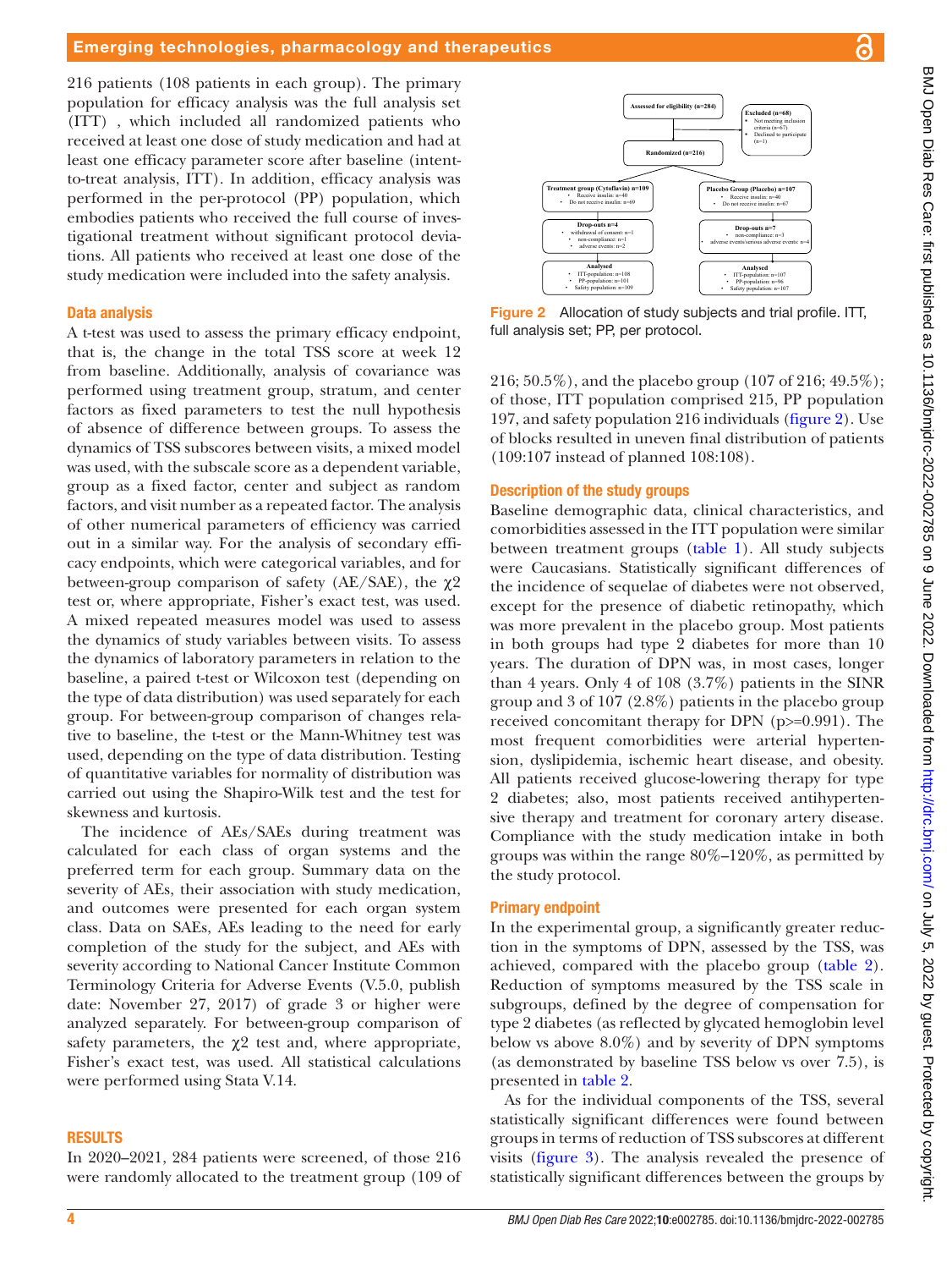216 patients (108 patients in each group). The primary population for efficacy analysis was the full analysis set (ITT) , which included all randomized patients who received at least one dose of study medication and had at least one efficacy parameter score after baseline (intent-to-treat analysis, ITT). In addition, efficacy analysis was performed in the per-protocol (PP) population, which embodies patients who received the full course of investigational treatment without significant protocol deviations. All patients who received at least one dose of the study medication were included into the safety analysis.

### Data analysis

A t-test was used to assess the primary efficacy endpoint, that is, the change in the total TSS score at week 12 from baseline. Additionally, analysis of covariance was performed using treatment group, stratum, and center factors as fixed parameters to test the null hypothesis of absence of difference between groups. To assess the dynamics of TSS subscores between visits, a mixed model was used, with the subscale score as a dependent variable, group as a fixed factor, center and subject as random factors, and visit number as a repeated factor. The analysis of other numerical parameters of efficiency was carried out in a similar way. For the analysis of secondary efficacy endpoints, which were categorical variables, and for between-group comparison of safety (AE/SAE), the $\chi^2$ test or, where appropriate, Fisher's exact test, was used. A mixed repeated measures model was used to assess the dynamics of study variables between visits. To assess the dynamics of laboratory parameters in relation to the baseline, a paired t-test or Wilcoxon test (depending on the type of data distribution) was used separately for each group. For between-group comparison of changes relative to baseline, the t-test or the Mann-Whitney test was used, depending on the type of data distribution. Testing of quantitative variables for normality of distribution was carried out using the Shapiro-Wilk test and the test for skewness and kurtosis.

The incidence of AEs/SAEs during treatment was calculated for each class of organ systems and the preferred term for each group. Summary data on the severity of AEs, their association with study medication, and outcomes were presented for each organ system class. Data on SAEs, AEs leading to the need for early completion of the study for the subject, and AEs with severity according to National Cancer Institute Common Terminology Criteria for Adverse Events (V.5.0, publish date: November 27, 2017) of grade 3 or higher were analyzed separately. For between-group comparison of safety parameters, the $\chi^2$ test and, where appropriate, Fisher's exact test, was used. All statistical calculations were performed using Stata V.14.

## RESULTS

In 2020–2021, 284 patients were screened, of those 216 were randomly allocated to the treatment group (109 of 216; 50.5%), and the placebo group (107 of 216; 49.5%); of those, ITT population comprised 215, PP population 197, and safety population 216 individuals (figure 2). Use of blocks resulted in uneven final distribution of patients (109:107 instead of planned 108:108).

Figure 2 Allocation of study subjects and trial profile. ITT, full analysis set; PP, per protocol.

### Description of the study groups

Baseline demographic data, clinical characteristics, and comorbidities assessed in the ITT population were similar between treatment groups (table 1). All study subjects were Caucasians. Statistically significant differences of the incidence of sequelae of diabetes were not observed, except for the presence of diabetic retinopathy, which was more prevalent in the placebo group. Most patients in both groups had type 2 diabetes for more than 10 years. The duration of DPN was, in most cases, longer than 4 years. Only 4 of 108 (3.7%) patients in the SINR group and 3 of 107 (2.8%) patients in the placebo group received concomitant therapy for DPN (p>=0.991). The most frequent comorbidities were arterial hypertension, dyslipidemia, ischemic heart disease, and obesity. All patients received glucose-lowering therapy for type 2 diabetes; also, most patients received antihypertensive therapy and treatment for coronary artery disease. Compliance with the study medication intake in both groups was within the range 80%–120%, as permitted by the study protocol.

### Primary endpoint

In the experimental group, a significantly greater reduction in the symptoms of DPN, assessed by the TSS, was achieved, compared with the placebo group (table 2). Reduction of symptoms measured by the TSS scale in subgroups, defined by the degree of compensation for type 2 diabetes (as reflected by glycated hemoglobin level below vs above 8.0%) and by severity of DPN symptoms (as demonstrated by baseline TSS below vs over 7.5), is presented in table 2.

As for the individual components of the TSS, several statistically significant differences were found between groups in terms of reduction of TSS subscores at different visits (figure 3). The analysis revealed the presence of statistically significant differences between the groups by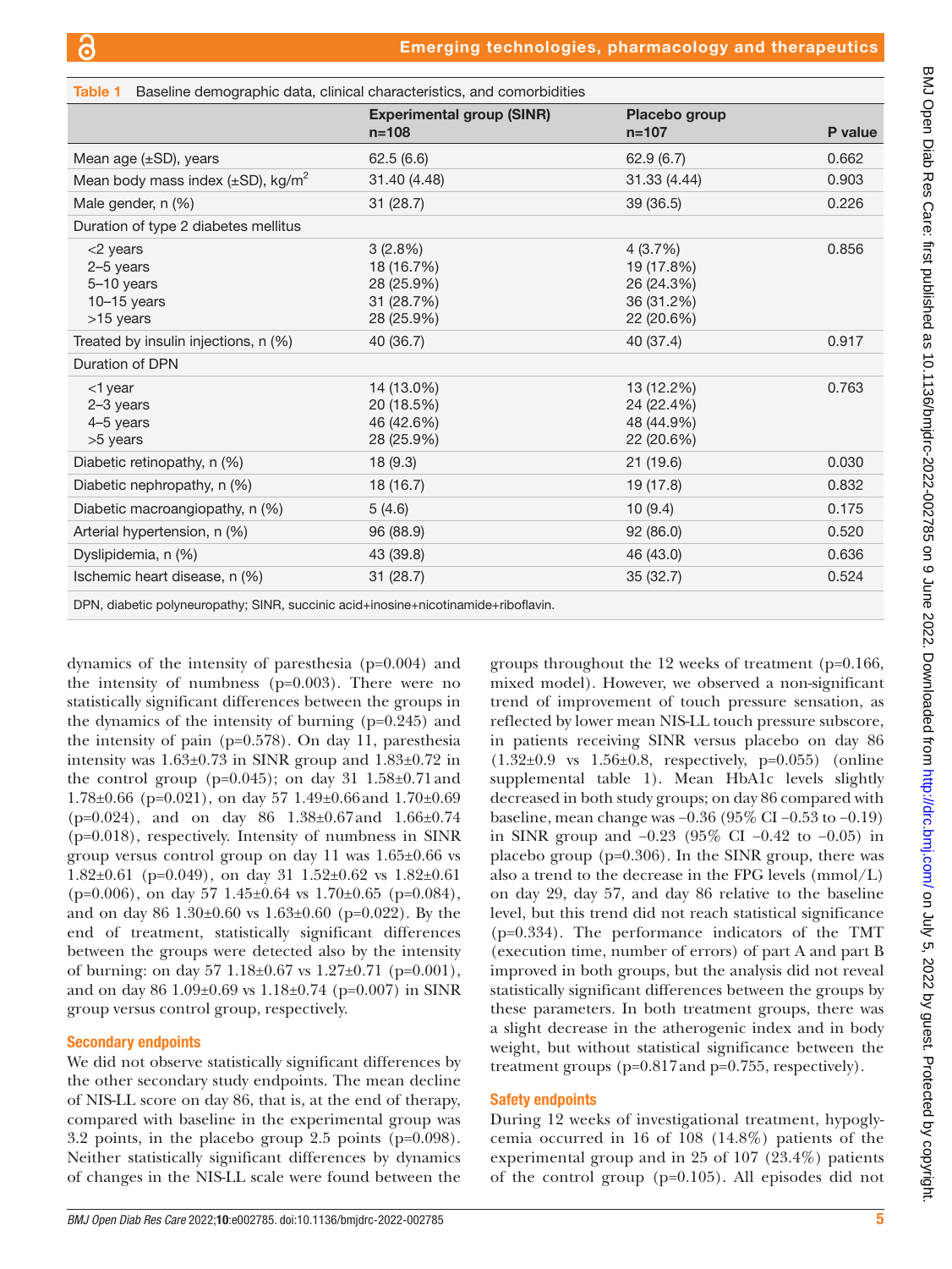**Table 1** Baseline demographic data, clinical characteristics, and comorbidities

| | Experimental group (SINR) n=108 | Placebo group n=107 | P value |
|---|---|---|---|
| Mean age (±SD), years | 62.5 (6.6) | 62.9 (6.7) | 0.662 |
| Mean body mass index (±SD), kg/m$^2$ | 31.40 (4.48) | 31.33 (4.44) | 0.903 |
| Male gender, n (%) | 31 (28.7) | 39 (36.5) | 0.226 |
| Duration of type 2 diabetes mellitus | | | |
| <2 years | 3 (2.8%) | 4 (3.7%) | 0.856 |
| 2–5 years | 18 (16.7%) | 19 (17.8%) | |
| 5–10 years | 28 (25.9%) | 26 (24.3%) | |
| 10–15 years | 31 (28.7%) | 36 (31.2%) | |
| >15 years | 28 (25.9%) | 22 (20.6%) | |
| Treated by insulin injections, n (%) | 40 (36.7) | 40 (37.4) | 0.917 |
| Duration of DPN | | | |
| <1 year | 14 (13.0%) | 13 (12.2%) | 0.763 |
| 2–3 years | 20 (18.5%) | 24 (22.4%) | |
| 4–5 years | 46 (42.6%) | 48 (44.9%) | |
| >5 years | 28 (25.9%) | 22 (20.6%) | |
| Diabetic retinopathy, n (%) | 18 (9.3) | 21 (19.6) | 0.030 |
| Diabetic nephropathy, n (%) | 18 (16.7) | 19 (17.8) | 0.832 |
| Diabetic macroangiopathy, n (%) | 5 (4.6) | 10 (9.4) | 0.175 |
| Arterial hypertension, n (%) | 96 (88.9) | 92 (86.0) | 0.520 |
| Dyslipidemia, n (%) | 43 (39.8) | 46 (43.0) | 0.636 |
| Ischemic heart disease, n (%) | 31 (28.7) | 35 (32.7) | 0.524 |

DPN, diabetic polyneuropathy; SINR, succinic acid+inosine+nicotinamide+riboflavin.

dynamics of the intensity of paresthesia (p=0.004) and the intensity of numbness (p=0.003). There were no statistically significant differences between the groups in the dynamics of the intensity of burning (p=0.245) and the intensity of pain (p=0.578). On day 11, paresthesia intensity was 1.63±0.73 in SINR group and 1.83±0.72 in the control group (p=0.045); on day 31 1.58±0.71 and 1.78±0.66 (p=0.021), on day 57 1.49±0.66 and 1.70±0.69 (p=0.024), and on day 86 1.38±0.67 and 1.66±0.74 (p=0.018), respectively. Intensity of numbness in SINR group versus control group on day 11 was 1.65±0.66 vs 1.82±0.61 (p=0.049), on day 31 1.52±0.62 vs 1.82±0.61 (p=0.006), on day 57 1.45±0.64 vs 1.70±0.65 (p=0.084), and on day 86 1.30±0.60 vs 1.63±0.60 (p=0.022). By the end of treatment, statistically significant differences between the groups were detected also by the intensity of burning: on day 57 1.18±0.67 vs 1.27±0.71 (p=0.001), and on day 86 1.09±0.69 vs 1.18±0.74 (p=0.007) in SINR group versus control group, respectively.

### Secondary endpoints

We did not observe statistically significant differences by the other secondary study endpoints. The mean decline of NIS-LL score on day 86, that is, at the end of therapy, compared with baseline in the experimental group was 3.2 points, in the placebo group 2.5 points (p=0.098). Neither statistically significant differences by dynamics of changes in the NIS-LL scale were found between the groups throughout the 12 weeks of treatment (p=0.166, mixed model). However, we observed a non-significant trend of improvement of touch pressure sensation, as reflected by lower mean NIS-LL touch pressure subscore, in patients receiving SINR versus placebo on day 86 (1.32±0.9 vs 1.56±0.8, respectively, p=0.055) (online supplemental table 1). Mean HbA1c levels slightly decreased in both study groups; on day 86 compared with baseline, mean change was −0.36 (95% CI −0.53 to −0.19) in SINR group and −0.23 (95% CI −0.42 to −0.05) in placebo group (p=0.306). In the SINR group, there was also a trend to the decrease in the FPG levels (mmol/L) on day 29, day 57, and day 86 relative to the baseline level, but this trend did not reach statistical significance (p=0.334). The performance indicators of the TMT (execution time, number of errors) of part A and part B improved in both groups, but the analysis did not reveal statistically significant differences between the groups by these parameters. In both treatment groups, there was a slight decrease in the atherogenic index and in body weight, but without statistical significance between the treatment groups (p=0.817 and p=0.755, respectively).

### Safety endpoints

During 12 weeks of investigational treatment, hypoglycemia occurred in 16 of 108 (14.8%) patients of the experimental group and in 25 of 107 (23.4%) patients of the control group (p=0.105). All episodes did not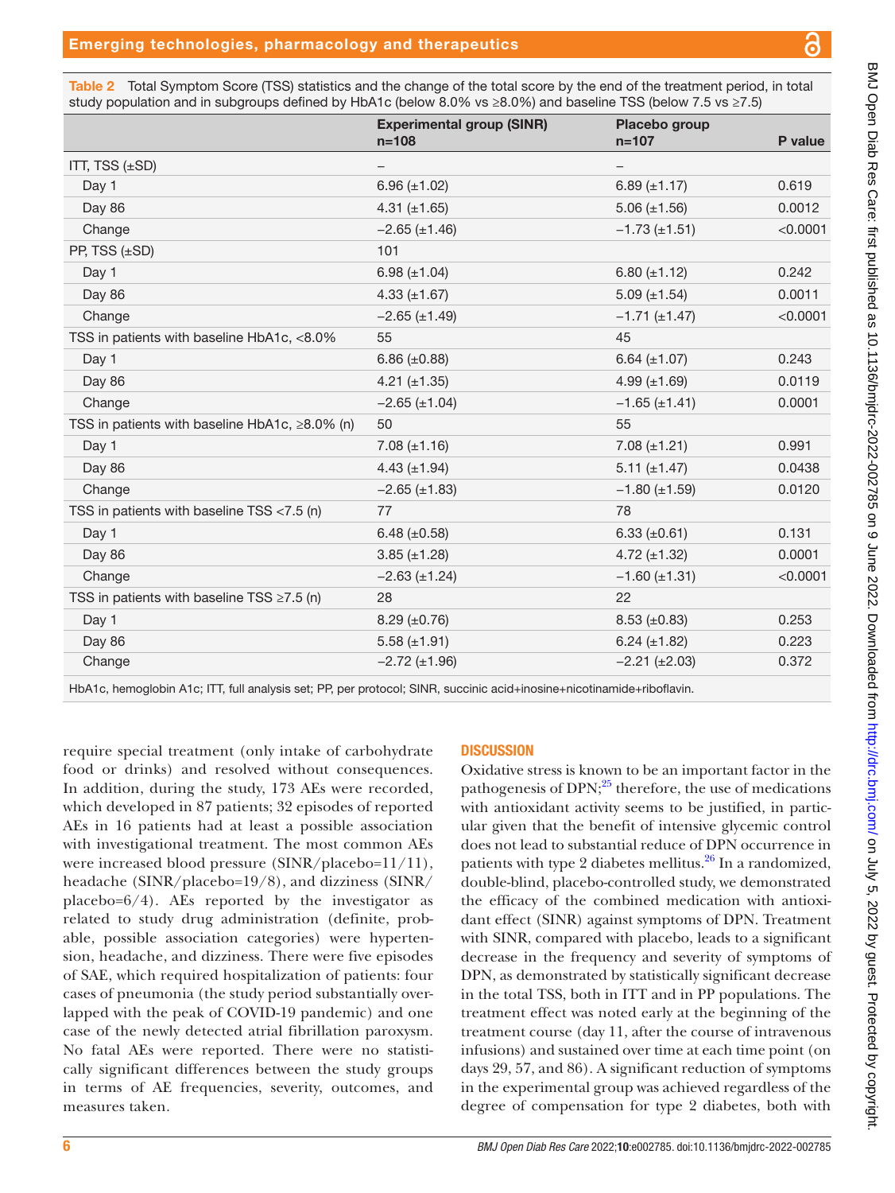**Table 2** Total Symptom Score (TSS) statistics and the change of the total score by the end of the treatment period, in total study population and in subgroups defined by HbA1c (below 8.0% vs ≥8.0%) and baseline TSS (below 7.5 vs ≥7.5)

| | Experimental group (SINR) n=108 | Placebo group n=107 | P value |
|---|---|---|---|
| ITT, TSS (±SD) | – | – | |
| Day 1 | 6.96 (±1.02) | 6.89 (±1.17) | 0.619 |
| Day 86 | 4.31 (±1.65) | 5.06 (±1.56) | 0.0012 |
| Change | −2.65 (±1.46) | −1.73 (±1.51) | <0.0001 |
| PP, TSS (±SD) | 101 | | |
| Day 1 | 6.98 (±1.04) | 6.80 (±1.12) | 0.242 |
| Day 86 | 4.33 (±1.67) | 5.09 (±1.54) | 0.0011 |
| Change | −2.65 (±1.49) | −1.71 (±1.47) | <0.0001 |
| TSS in patients with baseline HbA1c, <8.0% | 55 | 45 | |
| Day 1 | 6.86 (±0.88) | 6.64 (±1.07) | 0.243 |
| Day 86 | 4.21 (±1.35) | 4.99 (±1.69) | 0.0119 |
| Change | −2.65 (±1.04) | −1.65 (±1.41) | 0.0001 |
| TSS in patients with baseline HbA1c, ≥8.0% (n) | 50 | 55 | |
| Day 1 | 7.08 (±1.16) | 7.08 (±1.21) | 0.991 |
| Day 86 | 4.43 (±1.94) | 5.11 (±1.47) | 0.0438 |
| Change | −2.65 (±1.83) | −1.80 (±1.59) | 0.0120 |
| TSS in patients with baseline TSS <7.5 (n) | 77 | 78 | |
| Day 1 | 6.48 (±0.58) | 6.33 (±0.61) | 0.131 |
| Day 86 | 3.85 (±1.28) | 4.72 (±1.32) | 0.0001 |
| Change | −2.63 (±1.24) | −1.60 (±1.31) | <0.0001 |
| TSS in patients with baseline TSS ≥7.5 (n) | 28 | 22 | |
| Day 1 | 8.29 (±0.76) | 8.53 (±0.83) | 0.253 |
| Day 86 | 5.58 (±1.91) | 6.24 (±1.82) | 0.223 |
| Change | −2.72 (±1.96) | −2.21 (±2.03) | 0.372 |

HbA1c, hemoglobin A1c; ITT, full analysis set; PP, per protocol; SINR, succinic acid+inosine+nicotinamide+riboflavin.

require special treatment (only intake of carbohydrate food or drinks) and resolved without consequences. In addition, during the study, 173 AEs were recorded, which developed in 87 patients; 32 episodes of reported AEs in 16 patients had at least a possible association with investigational treatment. The most common AEs were increased blood pressure (SINR/placebo=11/11), headache (SINR/placebo=19/8), and dizziness (SINR/placebo=6/4). AEs reported by the investigator as related to study drug administration (definite, probable, possible association categories) were hypertension, headache, and dizziness. There were five episodes of SAE, which required hospitalization of patients: four cases of pneumonia (the study period substantially overlapped with the peak of COVID-19 pandemic) and one case of the newly detected atrial fibrillation paroxysm. No fatal AEs were reported. There were no statistically significant differences between the study groups in terms of AE frequencies, severity, outcomes, and measures taken.

## DISCUSSION

Oxidative stress is known to be an important factor in the pathogenesis of DPN;[25] therefore, the use of medications with antioxidant activity seems to be justified, in particular given that the benefit of intensive glycemic control does not lead to substantial reduce of DPN occurrence in patients with type 2 diabetes mellitus.[26] In a randomized, double-blind, placebo-controlled study, we demonstrated the efficacy of the combined medication with antioxidant effect (SINR) against symptoms of DPN. Treatment with SINR, compared with placebo, leads to a significant decrease in the frequency and severity of symptoms of DPN, as demonstrated by statistically significant decrease in the total TSS, both in ITT and in PP populations. The treatment effect was noted early at the beginning of the treatment course (day 11, after the course of intravenous infusions) and sustained over time at each time point (on days 29, 57, and 86). A significant reduction of symptoms in the experimental group was achieved regardless of the degree of compensation for type 2 diabetes, both with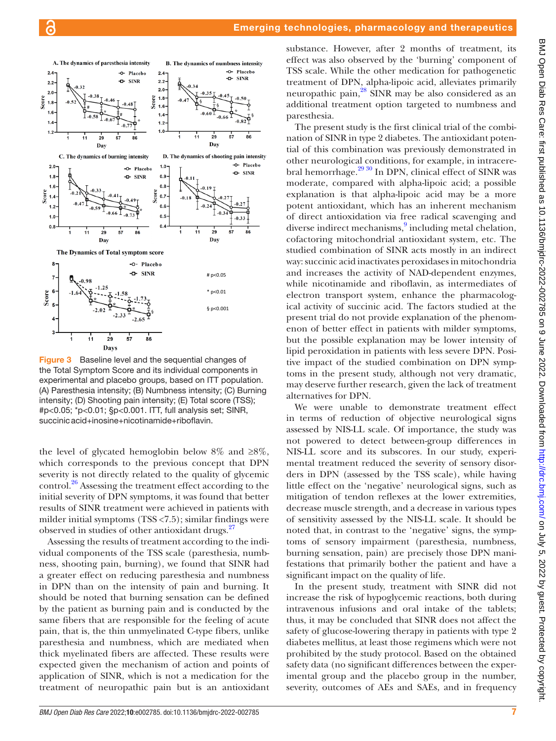Figure 3 Baseline level and the sequential changes of the Total Symptom Score and its individual components in experimental and placebo groups, based on ITT population. (A) Paresthesia intensity; (B) Numbness intensity; (C) Burning intensity; (D) Shooting pain intensity; (E) Total score (TSS); #p<0.05; *p<0.01; §p<0.001. ITT, full analysis set; SINR, succinic acid+inosine+nicotinamide+riboflavin.

the level of glycated hemoglobin below 8% and ≥8%, which corresponds to the previous concept that DPN severity is not directly related to the quality of glycemic control.[26] Assessing the treatment effect according to the initial severity of DPN symptoms, it was found that better results of SINR treatment were achieved in patients with milder initial symptoms (TSS <7.5); similar findings were observed in studies of other antioxidant drugs.[27]

Assessing the results of treatment according to the individual components of the TSS scale (paresthesia, numbness, shooting pain, burning), we found that SINR had a greater effect on reducing paresthesia and numbness in DPN than on the intensity of pain and burning. It should be noted that burning sensation can be defined by the patient as burning pain and is conducted by the same fibers that are responsible for the feeling of acute pain, that is, the thin unmyelinated C-type fibers, unlike paresthesia and numbness, which are mediated when thick myelinated fibers are affected. These results were expected given the mechanism of action and points of application of SINR, which is not a medication for the treatment of neuropathic pain but is an antioxidant substance. However, after 2 months of treatment, its effect was also observed by the 'burning' component of TSS scale. While the other medication for pathogenetic treatment of DPN, alpha-lipoic acid, alleviates primarily neuropathic pain,[28] SINR may be also considered as an additional treatment option targeted to numbness and paresthesia.

The present study is the first clinical trial of the combination of SINR in type 2 diabetes. The antioxidant potential of this combination was previously demonstrated in other neurological conditions, for example, in intracerebral hemorrhage.[29,30] In DPN, clinical effect of SINR was moderate, compared with alpha-lipoic acid; a possible explanation is that alpha-lipoic acid may be a more potent antioxidant, which has an inherent mechanism of direct antioxidation via free radical scavenging and diverse indirect mechanisms,[9] including metal chelation, cofactoring mitochondrial antioxidant system, etc. The studied combination of SINR acts mostly in an indirect way: succinic acid inactivates peroxidases in mitochondria and increases the activity of NAD-dependent enzymes, while nicotinamide and riboflavin, as intermediates of electron transport system, enhance the pharmacological activity of succinic acid. The factors studied at the present trial do not provide explanation of the phenomenon of better effect in patients with milder symptoms, but the possible explanation may be lower intensity of lipid peroxidation in patients with less severe DPN. Positive impact of the studied combination on DPN symptoms in the present study, although not very dramatic, may deserve further research, given the lack of treatment alternatives for DPN.

We were unable to demonstrate treatment effect in terms of reduction of objective neurological signs assessed by NIS-LL scale. Of importance, the study was not powered to detect between-group differences in NIS-LL score and its subscores. In our study, experimental treatment reduced the severity of sensory disorders in DPN (assessed by the TSS scale), while having little effect on the 'negative' neurological signs, such as mitigation of tendon reflexes at the lower extremities, decrease muscle strength, and a decrease in various types of sensitivity assessed by the NIS-LL scale. It should be noted that, in contrast to the 'negative' signs, the symptoms of sensory impairment (paresthesia, numbness, burning sensation, pain) are precisely those DPN manifestations that primarily bother the patient and have a significant impact on the quality of life.

In the present study, treatment with SINR did not increase the risk of hypoglycemic reactions, both during intravenous infusions and oral intake of the tablets; thus, it may be concluded that SINR does not affect the safety of glucose-lowering therapy in patients with type 2 diabetes mellitus, at least those regimens which were not prohibited by the study protocol. Based on the obtained safety data (no significant differences between the experimental group and the placebo group in the number, severity, outcomes of AEs and SAEs, and in frequency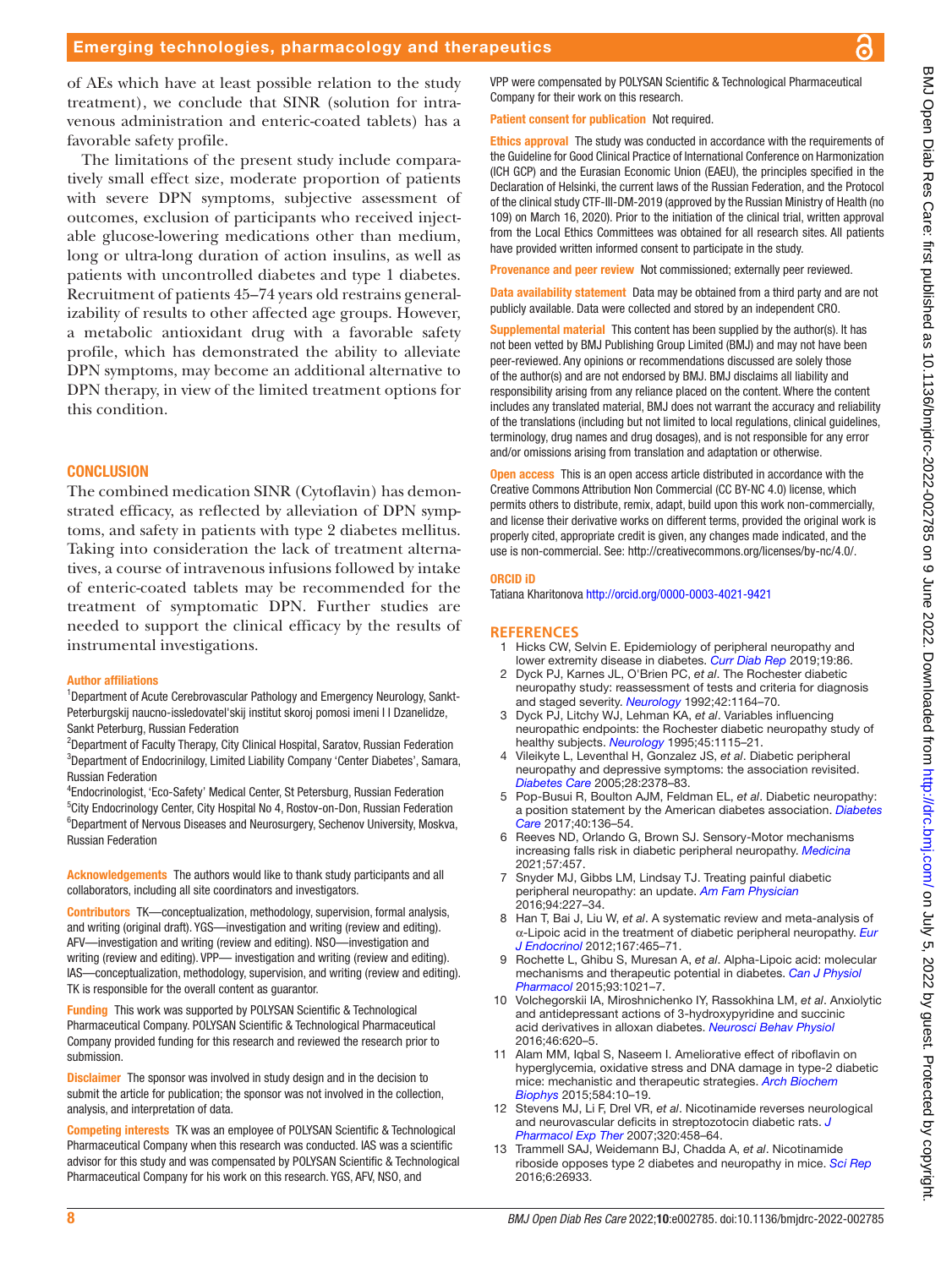of AEs which have at least possible relation to the study treatment), we conclude that SINR (solution for intravenous administration and enteric-coated tablets) has a favorable safety profile.

The limitations of the present study include comparatively small effect size, moderate proportion of patients with severe DPN symptoms, subjective assessment of outcomes, exclusion of participants who received injectable glucose-lowering medications other than medium, long or ultra-long duration of action insulins, as well as patients with uncontrolled diabetes and type 1 diabetes. Recruitment of patients 45–74 years old restrains generalizability of results to other affected age groups. However, a metabolic antioxidant drug with a favorable safety profile, which has demonstrated the ability to alleviate DPN symptoms, may become an additional alternative to DPN therapy, in view of the limited treatment options for this condition.

## CONCLUSION

The combined medication SINR (Cytoflavin) has demonstrated efficacy, as reflected by alleviation of DPN symptoms, and safety in patients with type 2 diabetes mellitus. Taking into consideration the lack of treatment alternatives, a course of intravenous infusions followed by intake of enteric-coated tablets may be recommended for the treatment of symptomatic DPN. Further studies are needed to support the clinical efficacy by the results of instrumental investigations.

**Author affiliations**

[1]Department of Acute Cerebrovascular Pathology and Emergency Neurology, Sankt-Peterburgskij naucno-issledovatel'skij institut skoroj pomosi imeni I I Dzanelidze, Sankt Peterburg, Russian Federation
[2]Department of Faculty Therapy, City Clinical Hospital, Saratov, Russian Federation
[3]Department of Endocrinilogy, Limited Liability Company 'Center Diabetes', Samara, Russian Federation
[4]Endocrinologist, 'Eco-Safety' Medical Center, St Petersburg, Russian Federation
[5]City Endocrinology Center, City Hospital No 4, Rostov-on-Don, Russian Federation
[6]Department of Nervous Diseases and Neurosurgery, Sechenov University, Moskva, Russian Federation

**Acknowledgements** The authors would like to thank study participants and all collaborators, including all site coordinators and investigators.

**Contributors** TK—conceptualization, methodology, supervision, formal analysis, and writing (original draft). YGS—investigation and writing (review and editing). AFV—investigation and writing (review and editing). NSO—investigation and writing (review and editing). VPP— investigation and writing (review and editing). IAS—conceptualization, methodology, supervision, and writing (review and editing). TK is responsible for the overall content as guarantor.

**Funding** This work was supported by POLYSAN Scientific & Technological Pharmaceutical Company. POLYSAN Scientific & Technological Pharmaceutical Company provided funding for this research and reviewed the research prior to submission.

**Disclaimer** The sponsor was involved in study design and in the decision to submit the article for publication; the sponsor was not involved in the collection, analysis, and interpretation of data.

**Competing interests** TK was an employee of POLYSAN Scientific & Technological Pharmaceutical Company when this research was conducted. IAS was a scientific advisor for this study and was compensated by POLYSAN Scientific & Technological Pharmaceutical Company for his work on this research. YGS, AFV, NSO, and VPP were compensated by POLYSAN Scientific & Technological Pharmaceutical Company for their work on this research.

**Patient consent for publication** Not required.

**Ethics approval** The study was conducted in accordance with the requirements of the Guideline for Good Clinical Practice of International Conference on Harmonization (ICH GCP) and the Eurasian Economic Union (EAEU), the principles specified in the Declaration of Helsinki, the current laws of the Russian Federation, and the Protocol of the clinical study CTF-III-DM-2019 (approved by the Russian Ministry of Health (no 109) on March 16, 2020). Prior to the initiation of the clinical trial, written approval from the Local Ethics Committees was obtained for all research sites. All patients have provided written informed consent to participate in the study.

**Provenance and peer review** Not commissioned; externally peer reviewed.

**Data availability statement** Data may be obtained from a third party and are not publicly available. Data were collected and stored by an independent CRO.

**Supplemental material** This content has been supplied by the author(s). It has not been vetted by BMJ Publishing Group Limited (BMJ) and may not have been peer-reviewed. Any opinions or recommendations discussed are solely those of the author(s) and are not endorsed by BMJ. BMJ disclaims all liability and responsibility arising from any reliance placed on the content. Where the content includes any translated material, BMJ does not warrant the accuracy and reliability of the translations (including but not limited to local regulations, clinical guidelines, terminology, drug names and drug dosages), and is not responsible for any error and/or omissions arising from translation and adaptation or otherwise.

**Open access** This is an open access article distributed in accordance with the Creative Commons Attribution Non Commercial (CC BY-NC 4.0) license, which permits others to distribute, remix, adapt, build upon this work non-commercially, and license their derivative works on different terms, provided the original work is properly cited, appropriate credit is given, any changes made indicated, and the use is non-commercial. See: http://creativecommons.org/licenses/by-nc/4.0/.

**ORCID iD**

Tatiana Kharitonova http://orcid.org/0000-0003-4021-9421

## REFERENCES

1. Hicks CW, Selvin E. Epidemiology of peripheral neuropathy and lower extremity disease in diabetes. *Curr Diab Rep* 2019;19:86.
2. Dyck PJ, Karnes JL, O'Brien PC, *et al*. The Rochester diabetic neuropathy study: reassessment of tests and criteria for diagnosis and staged severity. *Neurology* 1992;42:1164–70.
3. Dyck PJ, Litchy WJ, Lehman KA, *et al*. Variables influencing neuropathic endpoints: the Rochester diabetic neuropathy study of healthy subjects. *Neurology* 1995;45:1115–21.
4. Vileikyte L, Leventhal H, Gonzalez JS, *et al*. Diabetic peripheral neuropathy and depressive symptoms: the association revisited. *Diabetes Care* 2005;28:2378–83.
5. Pop-Busui R, Boulton AJM, Feldman EL, *et al*. Diabetic neuropathy: a position statement by the American diabetes association. *Diabetes Care* 2017;40:136–54.
6. Reeves ND, Orlando G, Brown SJ. Sensory-Motor mechanisms increasing falls risk in diabetic peripheral neuropathy. *Medicina* 2021;57:457.
7. Snyder MJ, Gibbs LM, Lindsay TJ. Treating painful diabetic peripheral neuropathy: an update. *Am Fam Physician* 2016;94:227–34.
8. Han T, Bai J, Liu W, *et al*. A systematic review and meta-analysis of α-Lipoic acid in the treatment of diabetic peripheral neuropathy. *Eur J Endocrinol* 2012;167:465–71.
9. Rochette L, Ghibu S, Muresan A, *et al*. Alpha-Lipoic acid: molecular mechanisms and therapeutic potential in diabetes. *Can J Physiol Pharmacol* 2015;93:1021–7.
10. Volchegorskii IA, Miroshnichenko IY, Rassokhina LM, *et al*. Anxiolytic and antidepressant actions of 3-hydroxypyridine and succinic acid derivatives in alloxan diabetes. *Neurosci Behav Physiol* 2016;46:620–5.
11. Alam MM, Iqbal S, Naseem I. Ameliorative effect of riboflavin on hyperglycemia, oxidative stress and DNA damage in type-2 diabetic mice: mechanistic and therapeutic strategies. *Arch Biochem Biophys* 2015;584:10–19.
12. Stevens MJ, Li F, Drel VR, *et al*. Nicotinamide reverses neurological and neurovascular deficits in streptozotocin diabetic rats. *J Pharmacol Exp Ther* 2007;320:458–64.
13. Trammell SAJ, Weidemann BJ, Chadda A, *et al*. Nicotinamide riboside opposes type 2 diabetes and neuropathy in mice. *Sci Rep* 2016;6:26933.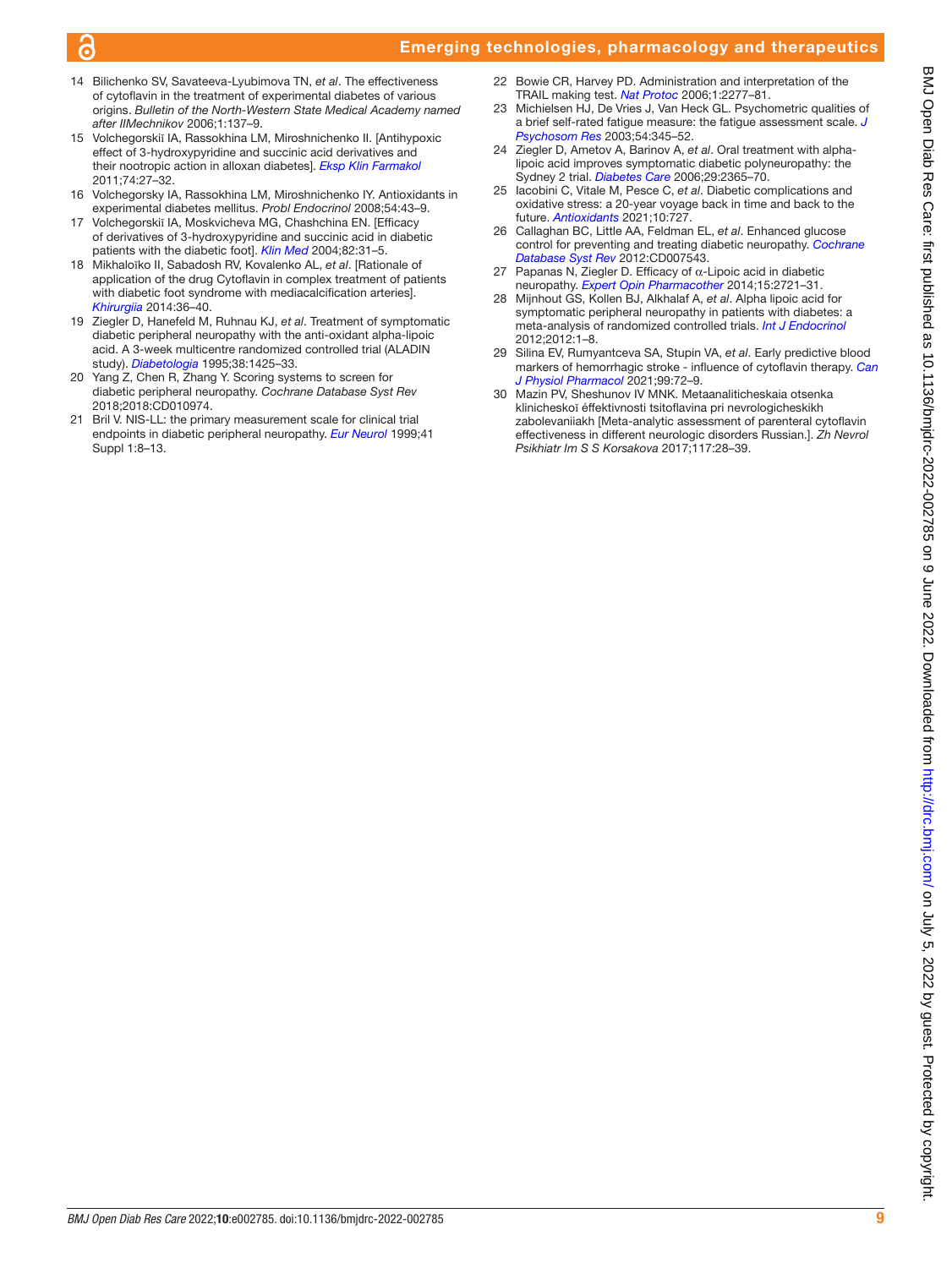14. Bilichenko SV, Savateeva-Lyubimova TN, *et al*. The effectiveness of cytoflavin in the treatment of experimental diabetes of various origins. *Bulletin of the North-Western State Medical Academy named after IIMechnikov* 2006;1:137–9.
15. Volchegorskiĭ IA, Rassokhina LM, Miroshnichenko II. [Antihypoxic effect of 3-hydroxypyridine and succinic acid derivatives and their nootropic action in alloxan diabetes]. *Eksp Klin Farmakol* 2011;74:27–32.
16. Volchegorsky IA, Rassokhina LM, Miroshnichenko IY. Antioxidants in experimental diabetes mellitus. *Probl Endocrinol* 2008;54:43–9.
17. Volchegorskiĭ IA, Moskvicheva MG, Chashchina EN. [Efficacy of derivatives of 3-hydroxypyridine and succinic acid in diabetic patients with the diabetic foot]. *Klin Med* 2004;82:31–5.
18. Mikhaloĭko II, Sabadosh RV, Kovalenko AL, *et al*. [Rationale of application of the drug Cytoflavin in complex treatment of patients with diabetic foot syndrome with mediacalcification arteries]. *Khirurgiia* 2014:36–40.
19. Ziegler D, Hanefeld M, Ruhnau KJ, *et al*. Treatment of symptomatic diabetic peripheral neuropathy with the anti-oxidant alpha-lipoic acid. A 3-week multicentre randomized controlled trial (ALADIN study). *Diabetologia* 1995;38:1425–33.
20. Yang Z, Chen R, Zhang Y. Scoring systems to screen for diabetic peripheral neuropathy. *Cochrane Database Syst Rev* 2018;2018:CD010974.
21. Bril V. NIS-LL: the primary measurement scale for clinical trial endpoints in diabetic peripheral neuropathy. *Eur Neurol* 1999;41 Suppl 1:8–13.
22. Bowie CR, Harvey PD. Administration and interpretation of the TRAIL making test. *Nat Protoc* 2006;1:2277–81.
23. Michielsen HJ, De Vries J, Van Heck GL. Psychometric qualities of a brief self-rated fatigue measure: the fatigue assessment scale. *J Psychosom Res* 2003;54:345–52.
24. Ziegler D, Ametov A, Barinov A, *et al*. Oral treatment with alpha-lipoic acid improves symptomatic diabetic polyneuropathy: the Sydney 2 trial. *Diabetes Care* 2006;29:2365–70.
25. Iacobini C, Vitale M, Pesce C, *et al*. Diabetic complications and oxidative stress: a 20-year voyage back in time and back to the future. *Antioxidants* 2021;10:727.
26. Callaghan BC, Little AA, Feldman EL, *et al*. Enhanced glucose control for preventing and treating diabetic neuropathy. *Cochrane Database Syst Rev* 2012:CD007543.
27. Papanas N, Ziegler D. Efficacy of α-Lipoic acid in diabetic neuropathy. *Expert Opin Pharmacother* 2014;15:2721–31.
28. Mijnhout GS, Kollen BJ, Alkhalaf A, *et al*. Alpha lipoic acid for symptomatic peripheral neuropathy in patients with diabetes: a meta-analysis of randomized controlled trials. *Int J Endocrinol* 2012;2012:1–8.
29. Silina EV, Rumyantceva SA, Stupin VA, *et al*. Early predictive blood markers of hemorrhagic stroke - influence of cytoflavin therapy. *Can J Physiol Pharmacol* 2021;99:72–9.
30. Mazin PV, Sheshunov IV MNK. Metaanaliticheskaia otsenka klinicheskoĭ éffektivnosti tsitoflavina pri nevrologicheskikh zabolevaniiakh [Meta-analytic assessment of parenteral cytoflavin effectiveness in different neurologic disorders Russian.]. *Zh Nevrol Psikhiatr Im S S Korsakova* 2017;117:28–39.